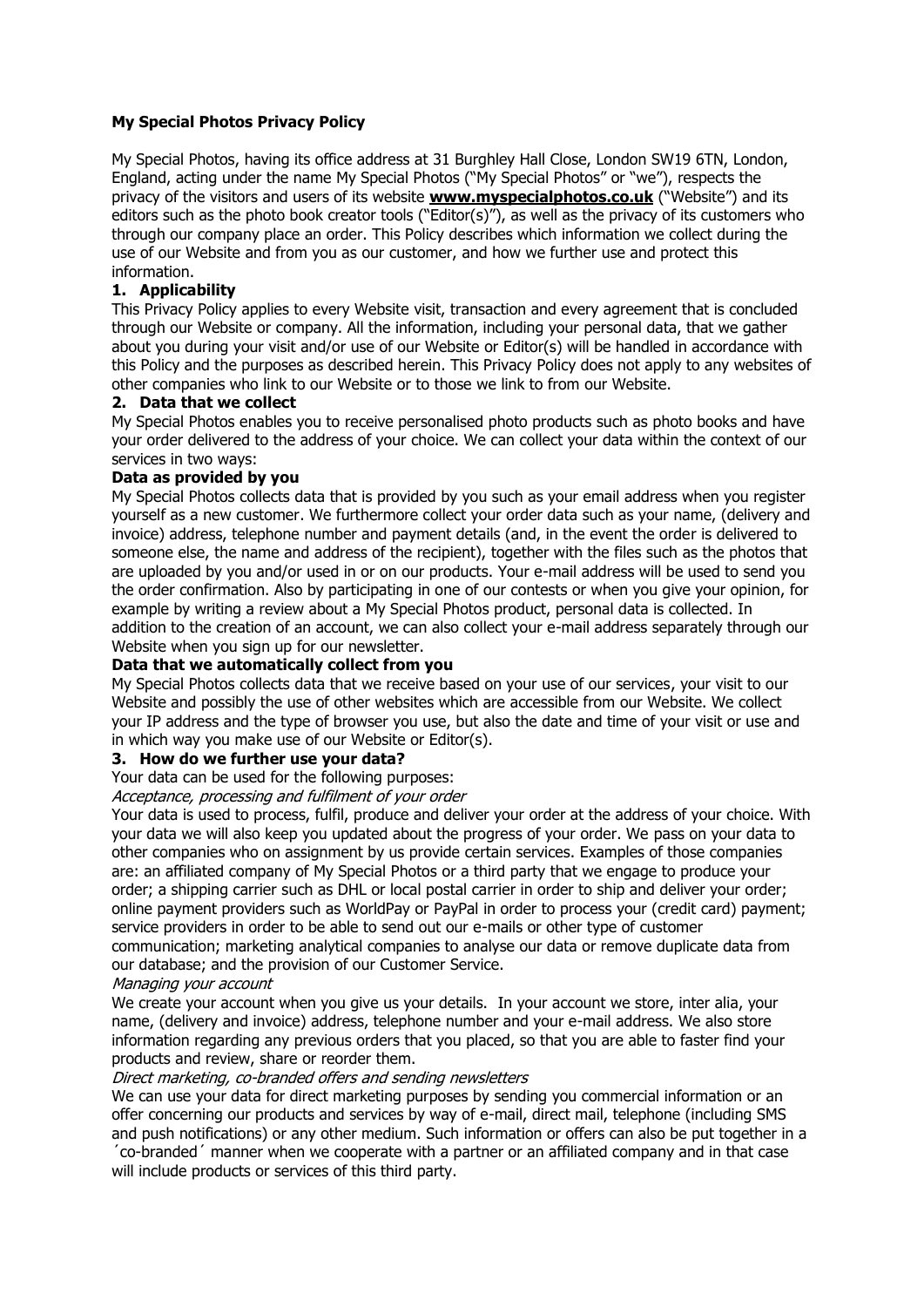# My Special Photos Privacy Policy

My Special Photos, having its office address at 31 Burghley Hall Close, London SW19 6TN, London, England, acting under the name My Special Photos ("My Special Photos" or "we"), respects the privacy of the visitors and users of its website **www.myspecialphotos.co.uk** ("Website") and its editors such as the photo book creator tools ("Editor(s)"), as well as the privacy of its customers who through our company place an order. This Policy describes which information we collect during the use of our Website and from you as our customer, and how we further use and protect this information.

## 1. Applicability

This Privacy Policy applies to every Website visit, transaction and every agreement that is concluded through our Website or company. All the information, including your personal data, that we gather about you during your visit and/or use of our Website or Editor(s) will be handled in accordance with this Policy and the purposes as described herein. This Privacy Policy does not apply to any websites of other companies who link to our Website or to those we link to from our Website.

## 2. Data that we collect

My Special Photos enables you to receive personalised photo products such as photo books and have your order delivered to the address of your choice. We can collect your data within the context of our services in two ways:

### Data as provided by you

My Special Photos collects data that is provided by you such as your email address when you register yourself as a new customer. We furthermore collect your order data such as your name, (delivery and invoice) address, telephone number and payment details (and, in the event the order is delivered to someone else, the name and address of the recipient), together with the files such as the photos that are uploaded by you and/or used in or on our products. Your e-mail address will be used to send you the order confirmation. Also by participating in one of our contests or when you give your opinion, for example by writing a review about a My Special Photos product, personal data is collected. In addition to the creation of an account, we can also collect your e-mail address separately through our Website when you sign up for our newsletter.

### Data that we automatically collect from you

My Special Photos collects data that we receive based on your use of our services, your visit to our Website and possibly the use of other websites which are accessible from our Website. We collect your IP address and the type of browser you use, but also the date and time of your visit or use and in which way you make use of our Website or Editor(s).

## 3. How do we further use your data?

Your data can be used for the following purposes:

*Acceptance, processing and fulfilment of your order*

Your data is used to process, fulfil, produce and deliver your order at the address of your choice. With your data we will also keep you updated about the progress of your order. We pass on your data to other companies who on assignment by us provide certain services. Examples of those companies are: an affiliated company of My Special Photos or a third party that we engage to produce your order; a shipping carrier such as DHL or local postal carrier in order to ship and deliver your order; online payment providers such as WorldPay or PayPal in order to process your (credit card) payment; service providers in order to be able to send out our e-mails or other type of customer communication; marketing analytical companies to analyse our data or remove duplicate data from our database; and the provision of our Customer Service.

*Managing your account*

We create your account when you give us your details. In your account we store, inter alia, your name, (delivery and invoice) address, telephone number and your e-mail address. We also store information regarding any previous orders that you placed, so that you are able to faster find your products and review, share or reorder them.

*Direct marketing, co-branded offers and sending newsletters*

We can use your data for direct marketing purposes by sending you commercial information or an offer concerning our products and services by way of e-mail, direct mail, telephone (including SMS and push notifications) or any other medium. Such information or offers can also be put together in a ´co-branded´ manner when we cooperate with a partner or an affiliated company and in that case will include products or services of this third party.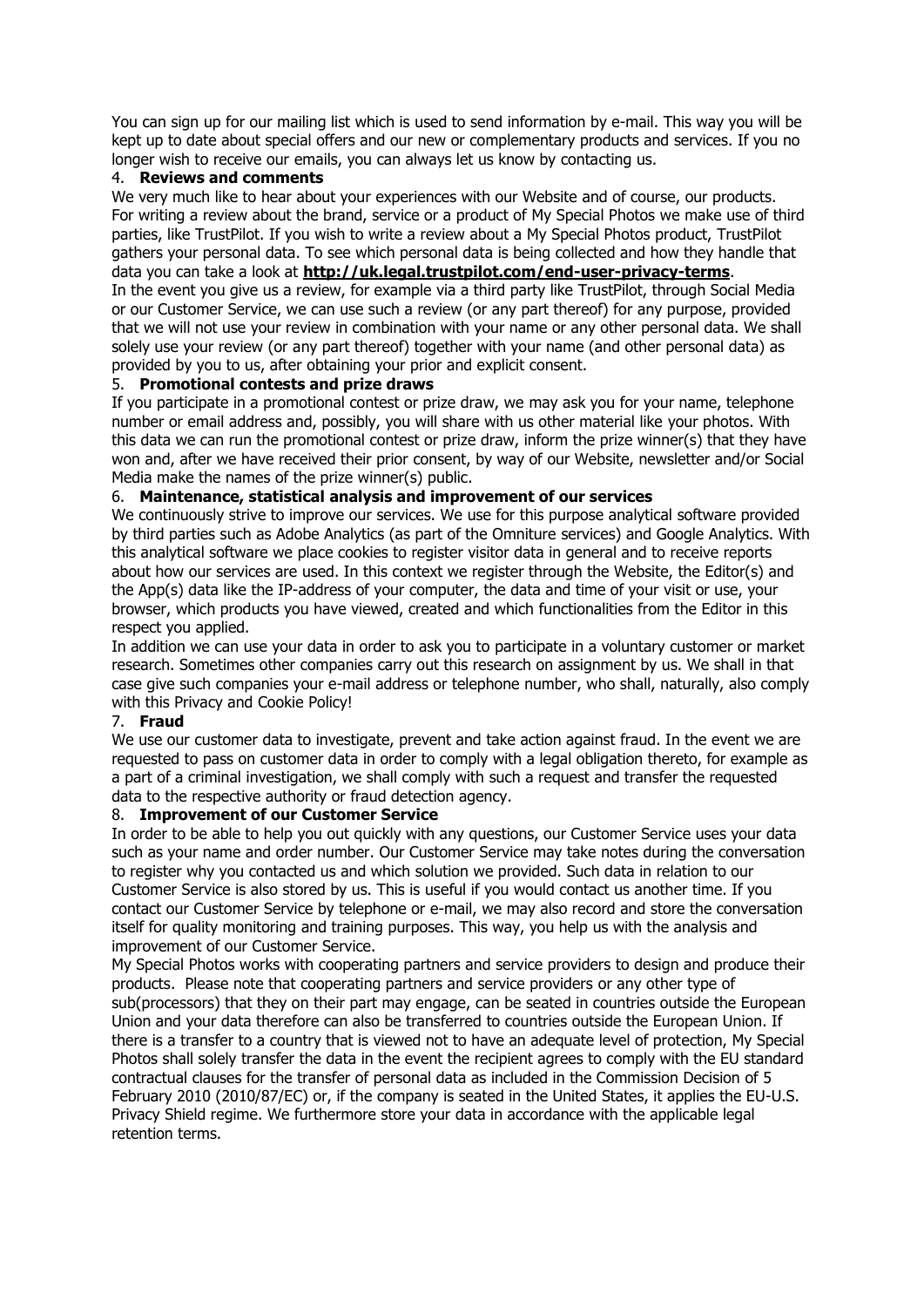You can sign up for our mailing list which is used to send information by e-mail. This way you will be kept up to date about special offers and our new or complementary products and services. If you no longer wish to receive our emails, you can always let us know by contacting us.

4. **Reviews and comments**

We very much like to hear about your experiences with our Website and of course, our products. For writing a review about the brand, service or a product of My Special Photos we make use of third parties, like TrustPilot. If you wish to write a review about a My Special Photos product, TrustPilot gathers your personal data. To see which personal data is being collected and how they handle that data you can take a look at **http://uk.legal.trustpilot.com/end-user-privacy-terms**.

In the event you give us a review, for example via a third party like TrustPilot, through Social Media or our Customer Service, we can use such a review (or any part thereof) for any purpose, provided that we will not use your review in combination with your name or any other personal data. We shall solely use your review (or any part thereof) together with your name (and other personal data) as provided by you to us, after obtaining your prior and explicit consent.

5. **Promotional contests and prize draws**

If you participate in a promotional contest or prize draw, we may ask you for your name, telephone number or email address and, possibly, you will share with us other material like your photos. With this data we can run the promotional contest or prize draw, inform the prize winner(s) that they have won and, after we have received their prior consent, by way of our Website, newsletter and/or Social Media make the names of the prize winner(s) public.

6. **Maintenance, statistical analysis and improvement of our services**

We continuously strive to improve our services. We use for this purpose analytical software provided by third parties such as Adobe Analytics (as part of the Omniture services) and Google Analytics. With this analytical software we place cookies to register visitor data in general and to receive reports about how our services are used. In this context we register through the Website, the Editor(s) and the App(s) data like the IP-address of your computer, the data and time of your visit or use, your browser, which products you have viewed, created and which functionalities from the Editor in this respect you applied.

In addition we can use your data in order to ask you to participate in a voluntary customer or market research. Sometimes other companies carry out this research on assignment by us. We shall in that case give such companies your e-mail address or telephone number, who shall, naturally, also comply with this Privacy and Cookie Policy!

7. **Fraud**

We use our customer data to investigate, prevent and take action against fraud. In the event we are requested to pass on customer data in order to comply with a legal obligation thereto, for example as a part of a criminal investigation, we shall comply with such a request and transfer the requested data to the respective authority or fraud detection agency.

8. **Improvement of our Customer Service**

In order to be able to help you out quickly with any questions, our Customer Service uses your data such as your name and order number. Our Customer Service may take notes during the conversation to register why you contacted us and which solution we provided. Such data in relation to our Customer Service is also stored by us. This is useful if you would contact us another time. If you contact our Customer Service by telephone or e-mail, we may also record and store the conversation itself for quality monitoring and training purposes. This way, you help us with the analysis and improvement of our Customer Service.

My Special Photos works with cooperating partners and service providers to design and produce their products. Please note that cooperating partners and service providers or any other type of sub(processors) that they on their part may engage, can be seated in countries outside the European Union and your data therefore can also be transferred to countries outside the European Union. If there is a transfer to a country that is viewed not to have an adequate level of protection, My Special Photos shall solely transfer the data in the event the recipient agrees to comply with the EU standard contractual clauses for the transfer of personal data as included in the Commission Decision of 5 February 2010 (2010/87/EC) or, if the company is seated in the United States, it applies the EU-U.S. Privacy Shield regime. We furthermore store your data in accordance with the applicable legal retention terms.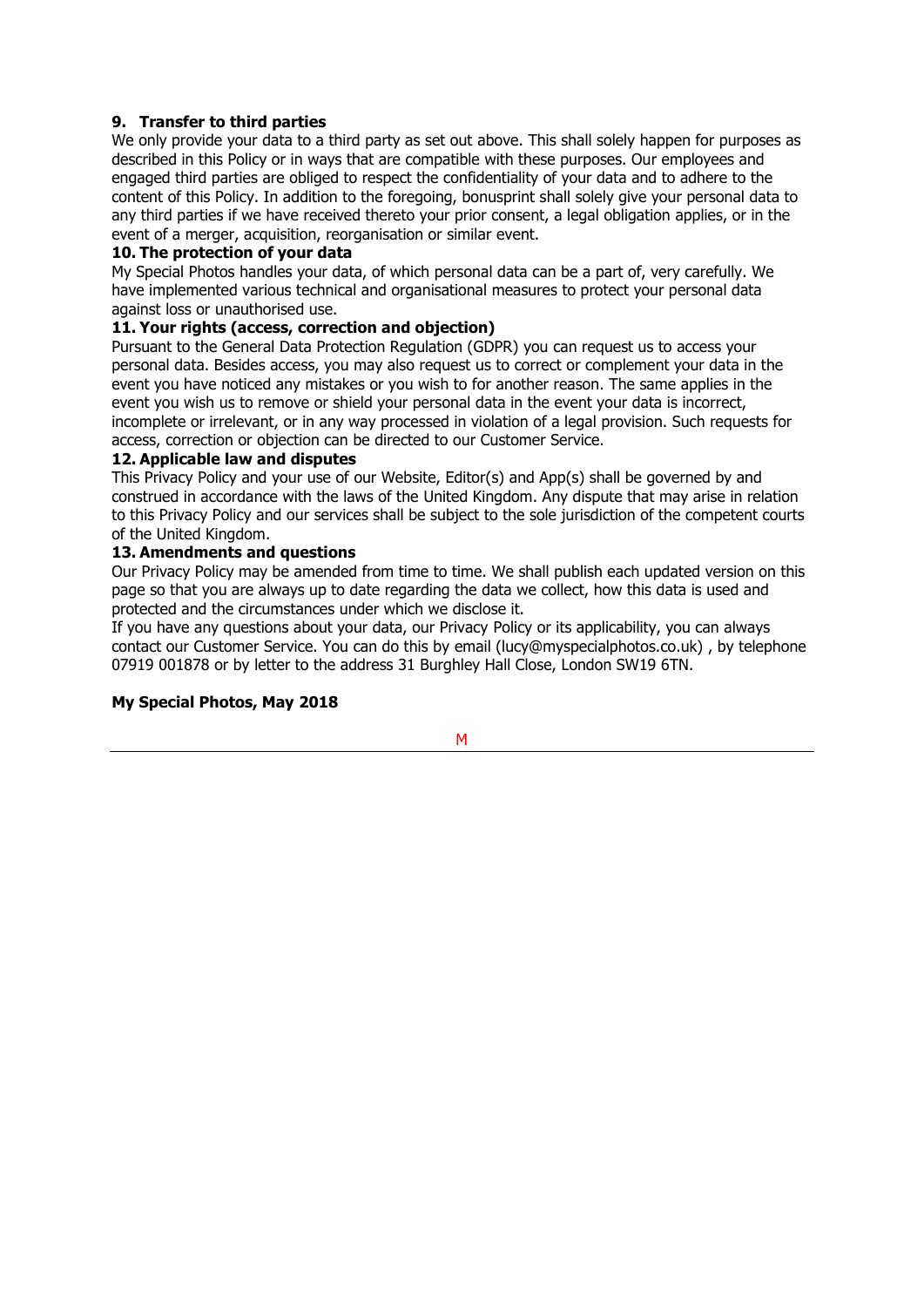### 9. Transfer to third parties

We only provide your data to a third party as set out above. This shall solely happen for purposes as described in this Policy or in ways that are compatible with these purposes. Our employees and engaged third parties are obliged to respect the confidentiality of your data and to adhere to the content of this Policy. In addition to the foregoing, bonusprint shall solely give your personal data to any third parties if we have received thereto your prior consent, a legal obligation applies, or in the event of a merger, acquisition, reorganisation or similar event.

### 10. The protection of your data

My Special Photos handles your data, of which personal data can be a part of, very carefully. We have implemented various technical and organisational measures to protect your personal data against loss or unauthorised use.

### 11. Your rights (access, correction and objection)

Pursuant to the General Data Protection Regulation (GDPR) you can request us to access your personal data. Besides access, you may also request us to correct or complement your data in the event you have noticed any mistakes or you wish to for another reason. The same applies in the event you wish us to remove or shield your personal data in the event your data is incorrect, incomplete or irrelevant, or in any way processed in violation of a legal provision. Such requests for access, correction or objection can be directed to our Customer Service.

### 12. Applicable law and disputes

This Privacy Policy and your use of our Website, Editor(s) and App(s) shall be governed by and construed in accordance with the laws of the United Kingdom. Any dispute that may arise in relation to this Privacy Policy and our services shall be subject to the sole jurisdiction of the competent courts of the United Kingdom.

### 13. Amendments and questions

Our Privacy Policy may be amended from time to time. We shall publish each updated version on this page so that you are always up to date regarding the data we collect, how this data is used and protected and the circumstances under which we disclose it.

If you have any questions about your data, our Privacy Policy or its applicability, you can always contact our Customer Service. You can do this by email (lucy@myspecialphotos.co.uk) , by telephone 07919 001878 or by letter to the address 31 Burghley Hall Close, London SW19 6TN.

**My Special Photos, May 2018**